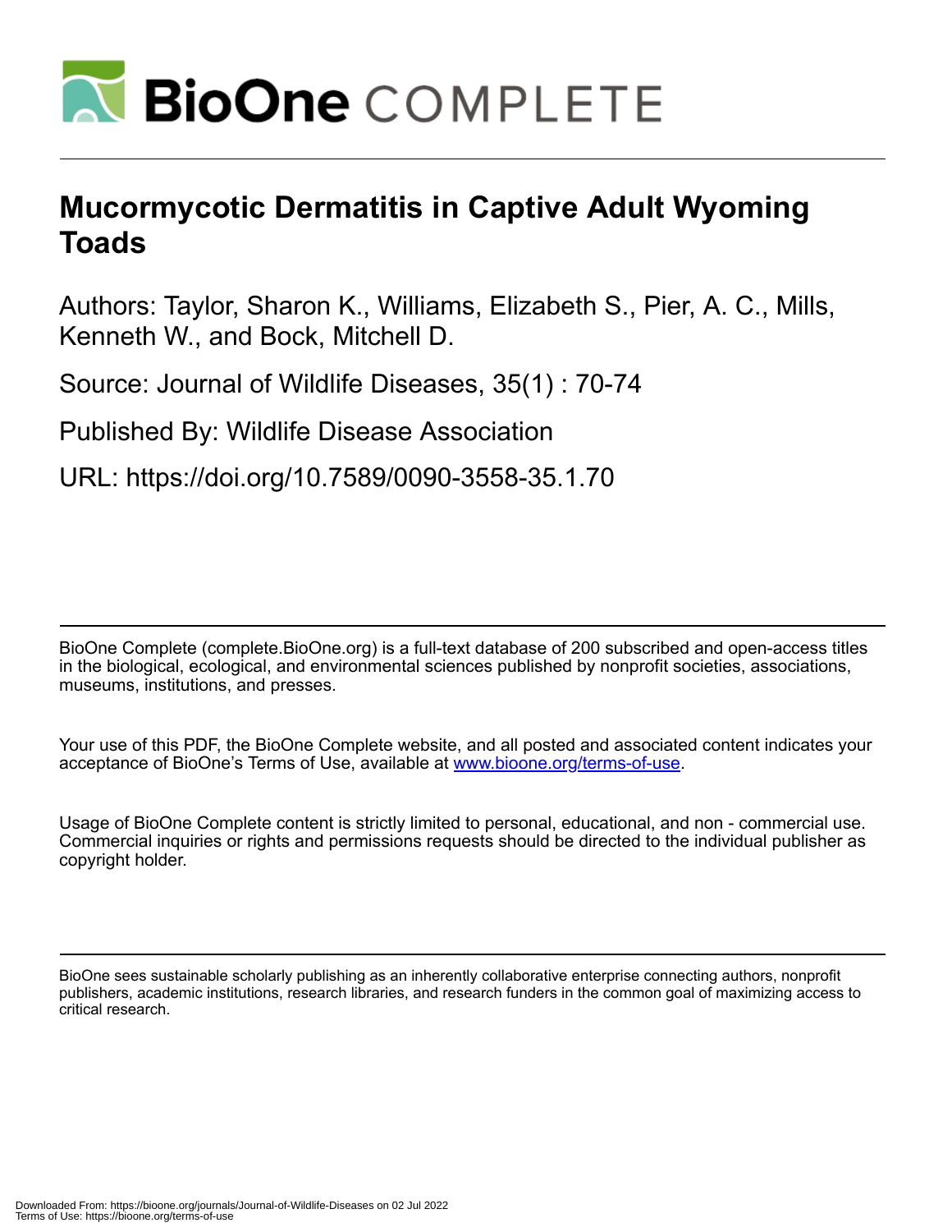# BioOne COMPLETE

# Mucormycotic Dermatitis in Captive Adult Wyoming Toads

Authors: Taylor, Sharon K., Williams, Elizabeth S., Pier, A. C., Mills, Kenneth W., and Bock, Mitchell D.

Source: Journal of Wildlife Diseases, 35(1) : 70-74

Published By: Wildlife Disease Association

URL: https://doi.org/10.7589/0090-3558-35.1.70

BioOne Complete (complete.BioOne.org) is a full-text database of 200 subscribed and open-access titles in the biological, ecological, and environmental sciences published by nonprofit societies, associations, museums, institutions, and presses.

Your use of this PDF, the BioOne Complete website, and all posted and associated content indicates your acceptance of BioOne's Terms of Use, available at www.bioone.org/terms-of-use.

Usage of BioOne Complete content is strictly limited to personal, educational, and non - commercial use. Commercial inquiries or rights and permissions requests should be directed to the individual publisher as copyright holder.

BioOne sees sustainable scholarly publishing as an inherently collaborative enterprise connecting authors, nonprofit publishers, academic institutions, research libraries, and research funders in the common goal of maximizing access to critical research.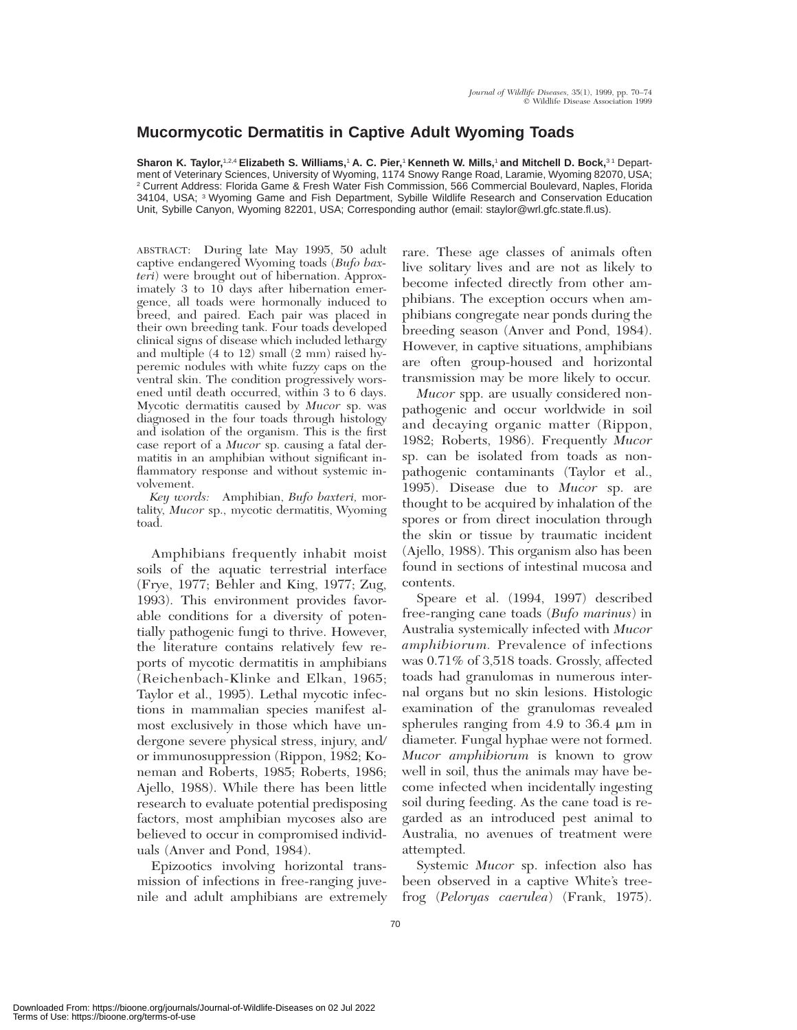# Mucormycotic Dermatitis in Captive Adult Wyoming Toads

**Sharon K. Taylor,**[1,2,4] **Elizabeth S. Williams,**[1] **A. C. Pier,**[1] **Kenneth W. Mills,**[1] **and Mitchell D. Bock,**[3] [1] Department of Veterinary Sciences, University of Wyoming, 1174 Snowy Range Road, Laramie, Wyoming 82070, USA; [2] Current Address: Florida Game & Fresh Water Fish Commission, 566 Commercial Boulevard, Naples, Florida 34104, USA; [3] Wyoming Game and Fish Department, Sybille Wildlife Research and Conservation Education Unit, Sybille Canyon, Wyoming 82201, USA; Corresponding author (email: staylor@wrl.gfc.state.fl.us).

ABSTRACT: During late May 1995, 50 adult captive endangered Wyoming toads (*Bufo baxteri*) were brought out of hibernation. Approximately 3 to 10 days after hibernation emergence, all toads were hormonally induced to breed, and paired. Each pair was placed in their own breeding tank. Four toads developed clinical signs of disease which included lethargy and multiple (4 to 12) small (2 mm) raised hyperemic nodules with white fuzzy caps on the ventral skin. The condition progressively worsened until death occurred, within 3 to 6 days. Mycotic dermatitis caused by *Mucor* sp. was diagnosed in the four toads through histology and isolation of the organism. This is the first case report of a *Mucor* sp. causing a fatal dermatitis in an amphibian without significant inflammatory response and without systemic involvement.

*Key words:* Amphibian, *Bufo baxteri*, mortality, *Mucor* sp., mycotic dermatitis, Wyoming toad.

Amphibians frequently inhabit moist soils of the aquatic terrestrial interface (Frye, 1977; Behler and King, 1977; Zug, 1993). This environment provides favorable conditions for a diversity of potentially pathogenic fungi to thrive. However, the literature contains relatively few reports of mycotic dermatitis in amphibians (Reichenbach-Klinke and Elkan, 1965; Taylor et al., 1995). Lethal mycotic infections in mammalian species manifest almost exclusively in those which have undergone severe physical stress, injury, and/or immunosuppression (Rippon, 1982; Koneman and Roberts, 1985; Roberts, 1986; Ajello, 1988). While there has been little research to evaluate potential predisposing factors, most amphibian mycoses also are believed to occur in compromised individuals (Anver and Pond, 1984).

Epizootics involving horizontal transmission of infections in free-ranging juvenile and adult amphibians are extremely rare. These age classes of animals often live solitary lives and are not as likely to become infected directly from other amphibians. The exception occurs when amphibians congregate near ponds during the breeding season (Anver and Pond, 1984). However, in captive situations, amphibians are often group-housed and horizontal transmission may be more likely to occur.

*Mucor* spp. are usually considered nonpathogenic and occur worldwide in soil and decaying organic matter (Rippon, 1982; Roberts, 1986). Frequently *Mucor* sp. can be isolated from toads as nonpathogenic contaminants (Taylor et al., 1995). Disease due to *Mucor* sp. are thought to be acquired by inhalation of the spores or from direct inoculation through the skin or tissue by traumatic incident (Ajello, 1988). This organism also has been found in sections of intestinal mucosa and contents.

Speare et al. (1994, 1997) described free-ranging cane toads (*Bufo marinus*) in Australia systemically infected with *Mucor amphibiorum.* Prevalence of infections was 0.71% of 3,518 toads. Grossly, affected toads had granulomas in numerous internal organs but no skin lesions. Histologic examination of the granulomas revealed spherules ranging from 4.9 to 36.4 μm in diameter. Fungal hyphae were not formed. *Mucor amphibiorum* is known to grow well in soil, thus the animals may have become infected when incidentally ingesting soil during feeding. As the cane toad is regarded as an introduced pest animal to Australia, no avenues of treatment were attempted.

Systemic *Mucor* sp. infection also has been observed in a captive White's treefrog (*Peloryas caerulea*) (Frank, 1975).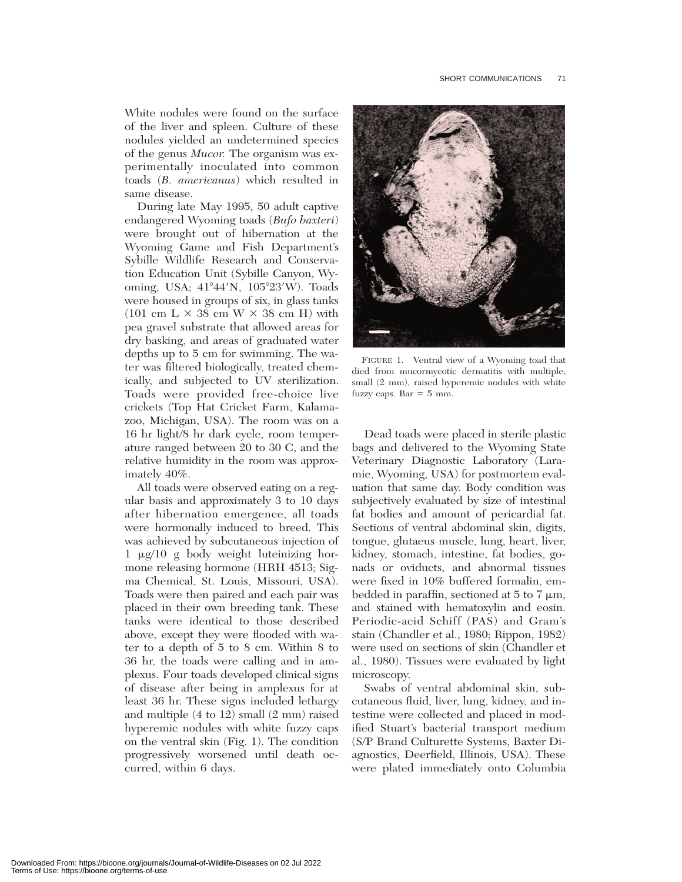White nodules were found on the surface of the liver and spleen. Culture of these nodules yielded an undetermined species of the genus *Mucor.* The organism was experimentally inoculated into common toads (*B. americanus*) which resulted in same disease.

During late May 1995, 50 adult captive endangered Wyoming toads (*Bufo baxteri*) were brought out of hibernation at the Wyoming Game and Fish Department's Sybille Wildlife Research and Conservation Education Unit (Sybille Canyon, Wyoming, USA; 41°44′N, 105°23′W). Toads were housed in groups of six, in glass tanks (101 cm L × 38 cm W × 38 cm H) with pea gravel substrate that allowed areas for dry basking, and areas of graduated water depths up to 5 cm for swimming. The water was filtered biologically, treated chemically, and subjected to UV sterilization. Toads were provided free-choice live crickets (Top Hat Cricket Farm, Kalamazoo, Michigan, USA). The room was on a 16 hr light/8 hr dark cycle, room temperature ranged between 20 to 30 C, and the relative humidity in the room was approximately 40%.

All toads were observed eating on a regular basis and approximately 3 to 10 days after hibernation emergence, all toads were hormonally induced to breed. This was achieved by subcutaneous injection of 1 μg/10 g body weight luteinizing hormone releasing hormone (HRH 4513; Sigma Chemical, St. Louis, Missouri, USA). Toads were then paired and each pair was placed in their own breeding tank. These tanks were identical to those described above, except they were flooded with water to a depth of 5 to 8 cm. Within 8 to 36 hr, the toads were calling and in amplexus. Four toads developed clinical signs of disease after being in amplexus for at least 36 hr. These signs included lethargy and multiple (4 to 12) small (2 mm) raised hyperemic nodules with white fuzzy caps on the ventral skin (Fig. 1). The condition progressively worsened until death occurred, within 6 days.

FIGURE 1. Ventral view of a Wyoming toad that died from mucormycotic dermatitis with multiple, small (2 mm), raised hyperemic nodules with white fuzzy caps. Bar = 5 mm.

Dead toads were placed in sterile plastic bags and delivered to the Wyoming State Veterinary Diagnostic Laboratory (Laramie, Wyoming, USA) for postmortem evaluation that same day. Body condition was subjectively evaluated by size of intestinal fat bodies and amount of pericardial fat. Sections of ventral abdominal skin, digits, tongue, glutaeus muscle, lung, heart, liver, kidney, stomach, intestine, fat bodies, gonads or oviducts, and abnormal tissues were fixed in 10% buffered formalin, embedded in paraffin, sectioned at 5 to 7 μm, and stained with hematoxylin and eosin. Periodic-acid Schiff (PAS) and Gram's stain (Chandler et al., 1980; Rippon, 1982) were used on sections of skin (Chandler et al., 1980). Tissues were evaluated by light microscopy.

Swabs of ventral abdominal skin, subcutaneous fluid, liver, lung, kidney, and intestine were collected and placed in modified Stuart's bacterial transport medium (S/P Brand Culturette Systems, Baxter Diagnostics, Deerfield, Illinois, USA). These were plated immediately onto Columbia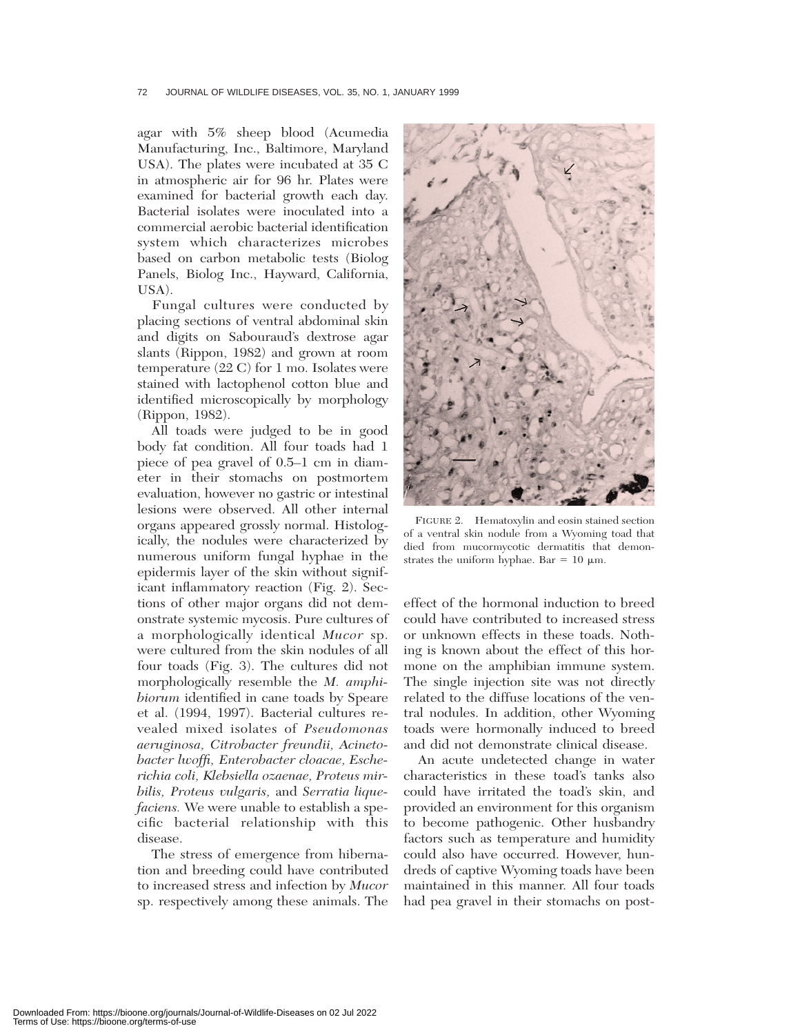agar with 5% sheep blood (Acumedia Manufacturing, Inc., Baltimore, Maryland USA). The plates were incubated at 35 C in atmospheric air for 96 hr. Plates were examined for bacterial growth each day. Bacterial isolates were inoculated into a commercial aerobic bacterial identification system which characterizes microbes based on carbon metabolic tests (Biolog Panels, Biolog Inc., Hayward, California, USA).

Fungal cultures were conducted by placing sections of ventral abdominal skin and digits on Sabouraud's dextrose agar slants (Rippon, 1982) and grown at room temperature (22 C) for 1 mo. Isolates were stained with lactophenol cotton blue and identified microscopically by morphology (Rippon, 1982).

All toads were judged to be in good body fat condition. All four toads had 1 piece of pea gravel of 0.5–1 cm in diameter in their stomachs on postmortem evaluation, however no gastric or intestinal lesions were observed. All other internal organs appeared grossly normal. Histologically, the nodules were characterized by numerous uniform fungal hyphae in the epidermis layer of the skin without significant inflammatory reaction (Fig. 2). Sections of other major organs did not demonstrate systemic mycosis. Pure cultures of a morphologically identical *Mucor* sp. were cultured from the skin nodules of all four toads (Fig. 3). The cultures did not morphologically resemble the *M. amphibiorum* identified in cane toads by Speare et al. (1994, 1997). Bacterial cultures revealed mixed isolates of *Pseudomonas aeruginosa, Citrobacter freundii, Acinetobacter lwoffi, Enterobacter cloacae, Escherichia coli, Klebsiella ozaenae, Proteus mirbilis, Proteus vulgaris,* and *Serratia liquefaciens.* We were unable to establish a specific bacterial relationship with this disease.

The stress of emergence from hibernation and breeding could have contributed to increased stress and infection by *Mucor* sp. respectively among these animals. The effect of the hormonal induction to breed could have contributed to increased stress or unknown effects in these toads. Nothing is known about the effect of this hormone on the amphibian immune system. The single injection site was not directly related to the diffuse locations of the ventral nodules. In addition, other Wyoming toads were hormonally induced to breed and did not demonstrate clinical disease.

FIGURE 2. Hematoxylin and eosin stained section of a ventral skin nodule from a Wyoming toad that died from mucormycotic dermatitis that demonstrates the uniform hyphae. Bar = 10 μm.

An acute undetected change in water characteristics in these toad's tanks also could have irritated the toad's skin, and provided an environment for this organism to become pathogenic. Other husbandry factors such as temperature and humidity could also have occurred. However, hundreds of captive Wyoming toads have been maintained in this manner. All four toads had pea gravel in their stomachs on post-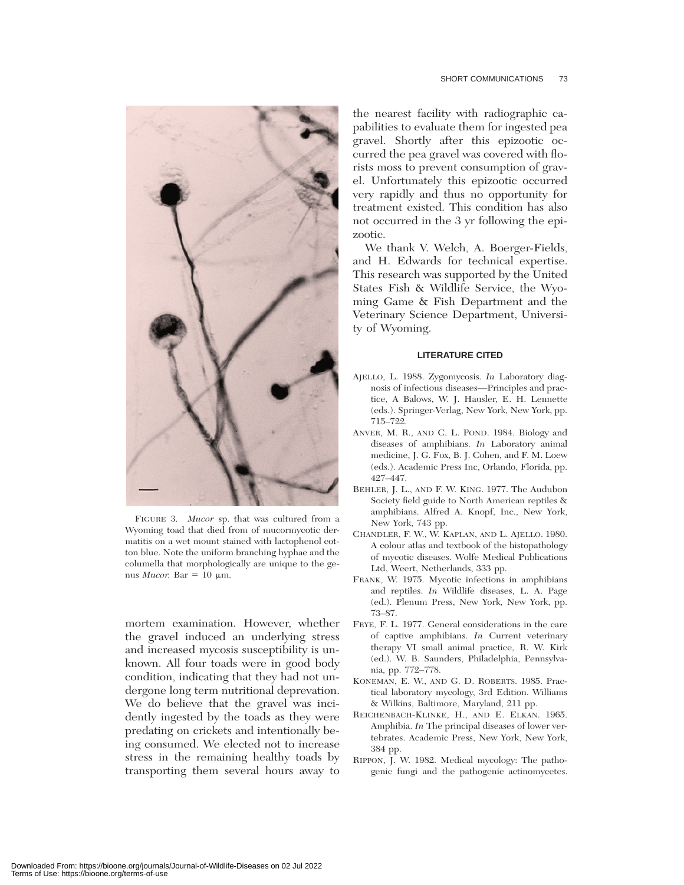FIGURE 3. *Mucor* sp. that was cultured from a Wyoming toad that died from of mucormycotic dermatitis on a wet mount stained with lactophenol cotton blue. Note the uniform branching hyphae and the columella that morphologically are unique to the genus *Mucor.* Bar = 10 μm.

mortem examination. However, whether the gravel induced an underlying stress and increased mycosis susceptibility is unknown. All four toads were in good body condition, indicating that they had not undergone long term nutritional deprevation. We do believe that the gravel was incidently ingested by the toads as they were predating on crickets and intentionally being consumed. We elected not to increase stress in the remaining healthy toads by transporting them several hours away to the nearest facility with radiographic capabilities to evaluate them for ingested pea gravel. Shortly after this epizootic occurred the pea gravel was covered with florists moss to prevent consumption of gravel. Unfortunately this epizootic occurred very rapidly and thus no opportunity for treatment existed. This condition has also not occurred in the 3 yr following the epizootic.

We thank V. Welch, A. Boerger-Fields, and H. Edwards for technical expertise. This research was supported by the United States Fish & Wildlife Service, the Wyoming Game & Fish Department and the Veterinary Science Department, University of Wyoming.

## LITERATURE CITED

AJELLO, L. 1988. Zygomycosis. *In* Laboratory diagnosis of infectious diseases—Principles and practice, A Balows, W. J. Hausler, E. H. Lennette (eds.). Springer-Verlag, New York, New York, pp. 715–722.

ANVER, M. R., AND C. L. POND. 1984. Biology and diseases of amphibians. *In* Laboratory animal medicine, J. G. Fox, B. J. Cohen, and F. M. Loew (eds.). Academic Press Inc, Orlando, Florida, pp. 427–447.

BEHLER, J. L., AND F. W. KING. 1977. The Audubon Society field guide to North American reptiles & amphibians. Alfred A. Knopf, Inc., New York, New York, 743 pp.

CHANDLER, F. W., W. KAPLAN, AND L. AJELLO. 1980. A colour atlas and textbook of the histopathology of mycotic diseases. Wolfe Medical Publications Ltd, Weert, Netherlands, 333 pp.

FRANK, W. 1975. Mycotic infections in amphibians and reptiles. *In* Wildlife diseases, L. A. Page (ed.). Plenum Press, New York, New York, pp. 73–87.

FRYE, F. L. 1977. General considerations in the care of captive amphibians. *In* Current veterinary therapy VI small animal practice, R. W. Kirk (ed.). W. B. Saunders, Philadelphia, Pennsylvania, pp. 772–778.

KONEMAN, E. W., AND G. D. ROBERTS. 1985. Practical laboratory mycology, 3rd Edition. Williams & Wilkins, Baltimore, Maryland, 211 pp.

REICHENBACH-KLINKE, H., AND E. ELKAN. 1965. Amphibia. *In* The principal diseases of lower vertebrates. Academic Press, New York, New York, 384 pp.

RIPPON, J. W. 1982. Medical mycology: The pathogenic fungi and the pathogenic actinomycetes.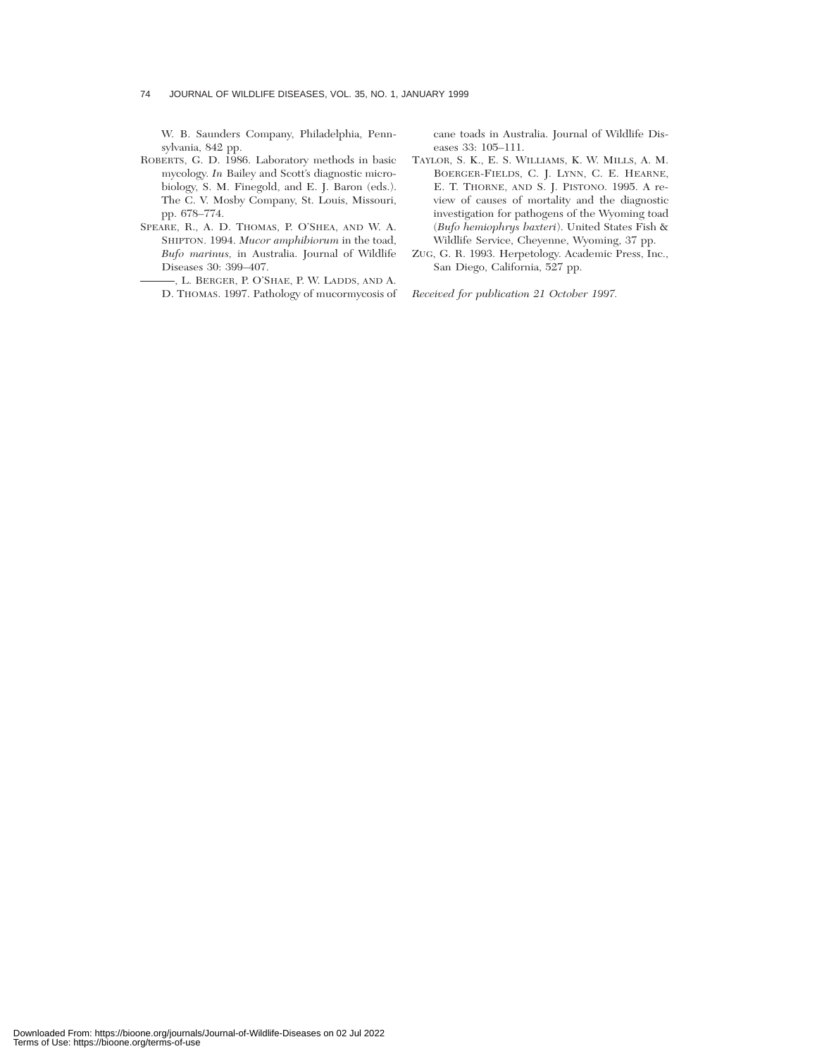W. B. Saunders Company, Philadelphia, Pennsylvania, 842 pp.

ROBERTS, G. D. 1986. Laboratory methods in basic mycology. *In* Bailey and Scott's diagnostic microbiology, S. M. Finegold, and E. J. Baron (eds.). The C. V. Mosby Company, St. Louis, Missouri, pp. 678–774.

SPEARE, R., A. D. THOMAS, P. O'SHEA, AND W. A. SHIPTON. 1994. *Mucor amphibiorum* in the toad, *Bufo marinus,* in Australia. Journal of Wildlife Diseases 30: 399–407.

———, L. BERGER, P. O'SHAE, P. W. LADDS, AND A. D. THOMAS. 1997. Pathology of mucormycosis of cane toads in Australia. Journal of Wildlife Diseases 33: 105–111.

TAYLOR, S. K., E. S. WILLIAMS, K. W. MILLS, A. M. BOERGER-FIELDS, C. J. LYNN, C. E. HEARNE, E. T. THORNE, AND S. J. PISTONO. 1995. A review of causes of mortality and the diagnostic investigation for pathogens of the Wyoming toad (*Bufo hemiophrys baxteri*). United States Fish & Wildlife Service, Cheyenne, Wyoming, 37 pp.

ZUG, G. R. 1993. Herpetology. Academic Press, Inc., San Diego, California, 527 pp.

*Received for publication 21 October 1997.*